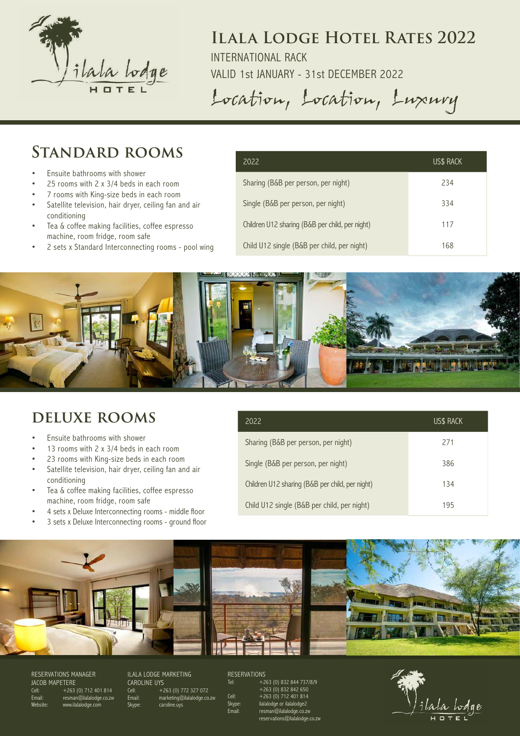# Ilala Lodge Hotel Rates 2022

INTERNATIONAL RACK

VALID 1st JANUARY - 31st DECEMBER 2022

*Location, Location, Luxury*

## STANDARD ROOMS

- Ensuite bathrooms with shower
- 25 rooms with 2 x 3/4 beds in each room
- 7 rooms with King-size beds in each room
- Satellite television, hair dryer, ceiling fan and air conditioning
- Tea & coffee making facilities, coffee espresso machine, room fridge, room safe
- 2 sets x Standard Interconnecting rooms - pool wing

| 2022 | US$ RACK |
|---|---|
| Sharing (B&B per person, per night) | 234 |
| Single (B&B per person, per night) | 334 |
| Children U12 sharing (B&B per child, per night) | 117 |
| Child U12 single (B&B per child, per night) | 168 |

## DELUXE ROOMS

- Ensuite bathrooms with shower
- 13 rooms with 2 x 3/4 beds in each room
- 23 rooms with King-size beds in each room
- Satellite television, hair dryer, ceiling fan and air conditioning
- Tea & coffee making facilities, coffee espresso machine, room fridge, room safe
- 4 sets x Deluxe Interconnecting rooms - middle floor
- 3 sets x Deluxe Interconnecting rooms - ground floor

| 2022 | US$ RACK |
|---|---|
| Sharing (B&B per person, per night) | 271 |
| Single (B&B per person, per night) | 386 |
| Children U12 sharing (B&B per child, per night) | 134 |
| Child U12 single (B&B per child, per night) | 195 |

RESERVATIONS MANAGER
JACOB MAPETERE
Cell: +263 (0) 712 401 814
Email: resman@ilalalodge.co.zw
Website: www.ilalalodge.com

ILALA LODGE MARKETING
CAROLINE UYS
Cell: +263 (0) 772 327 072
Email: marketing@ilalalodge.co.zw
Skype: caroline.uys

RESERVATIONS
Tel: +263 (0) 832 844 737/8/9
+263 (0) 832 842 650
Cell: +263 (0) 712 401 814
Skype: ilalalodge or ilalalodge2
Email: resman@ilalalodge.co.zw
reservations@ilalalodge.co.zw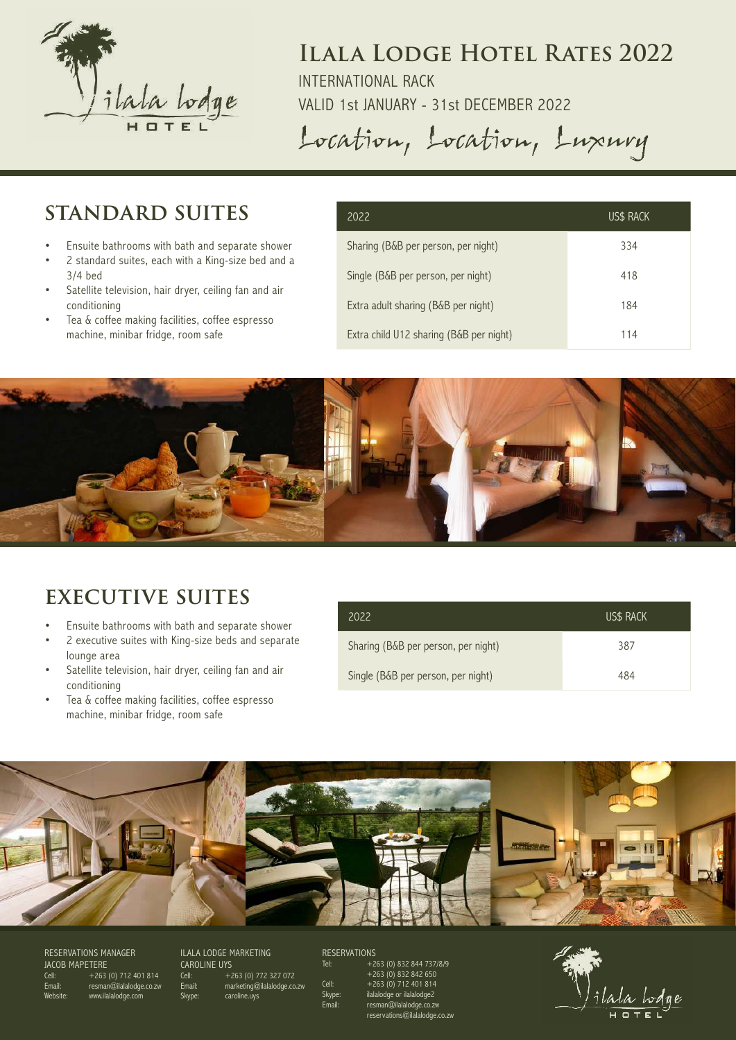# Ilala Lodge Hotel Rates 2022

INTERNATIONAL RACK

VALID 1st JANUARY - 31st DECEMBER 2022

*Location, Location, Luxury*

## STANDARD SUITES

- Ensuite bathrooms with bath and separate shower
- 2 standard suites, each with a King-size bed and a 3/4 bed
- Satellite television, hair dryer, ceiling fan and air conditioning
- Tea & coffee making facilities, coffee espresso machine, minibar fridge, room safe

| 2022 | US$ RACK |
|---|---|
| Sharing (B&B per person, per night) | 334 |
| Single (B&B per person, per night) | 418 |
| Extra adult sharing (B&B per night) | 184 |
| Extra child U12 sharing (B&B per night) | 114 |

## EXECUTIVE SUITES

- Ensuite bathrooms with bath and separate shower
- 2 executive suites with King-size beds and separate lounge area
- Satellite television, hair dryer, ceiling fan and air conditioning
- Tea & coffee making facilities, coffee espresso machine, minibar fridge, room safe

| 2022 | US$ RACK |
|---|---|
| Sharing (B&B per person, per night) | 387 |
| Single (B&B per person, per night) | 484 |

RESERVATIONS MANAGER
JACOB MAPETERE
Cell: +263 (0) 712 401 814
Email: resman@ilalalodge.co.zw
Website: www.ilalalodge.com

ILALA LODGE MARKETING
CAROLINE UYS
Cell: +263 (0) 772 327 072
Email: marketing@ilalalodge.co.zw
Skype: caroline.uys

RESERVATIONS
Tel: +263 (0) 832 844 737/8/9
+263 (0) 832 842 650
Cell: +263 (0) 712 401 814
Skype: ilalalodge or ilalalodge2
Email: resman@ilalalodge.co.zw
reservations@ilalalodge.co.zw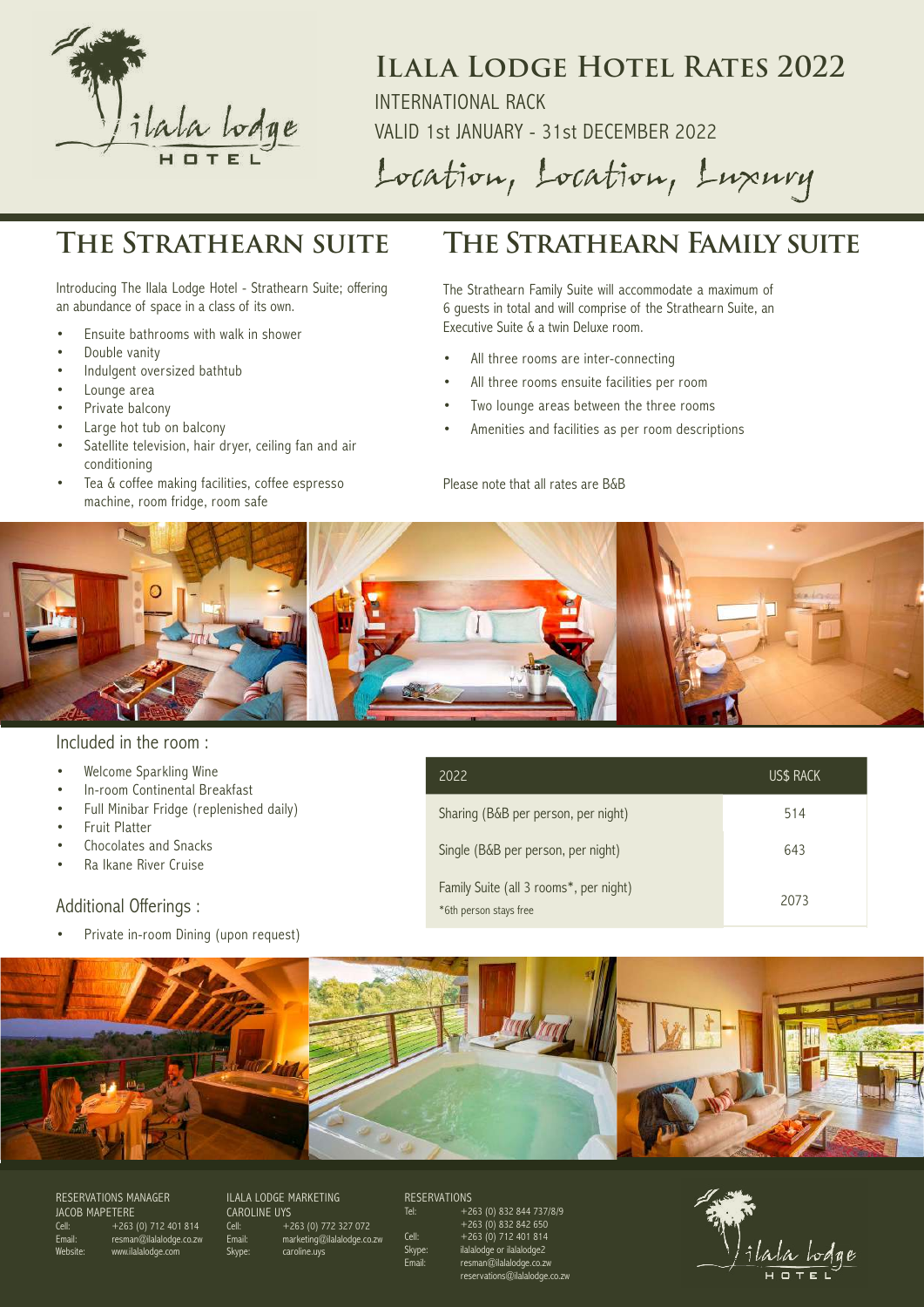# Ilala Lodge Hotel Rates 2022

INTERNATIONAL RACK

VALID 1st JANUARY - 31st DECEMBER 2022

*Location, Location, Luxury*

## The Strathearn Suite

Introducing The Ilala Lodge Hotel - Strathearn Suite; offering an abundance of space in a class of its own.

- Ensuite bathrooms with walk in shower
- Double vanity
- Indulgent oversized bathtub
- Lounge area
- Private balcony
- Large hot tub on balcony
- Satellite television, hair dryer, ceiling fan and air conditioning
- Tea & coffee making facilities, coffee espresso machine, room fridge, room safe

## The Strathearn Family Suite

The Strathearn Family Suite will accommodate a maximum of 6 guests in total and will comprise of the Strathearn Suite, an Executive Suite & a twin Deluxe room.

- All three rooms are inter-connecting
- All three rooms ensuite facilities per room
- Two lounge areas between the three rooms
- Amenities and facilities as per room descriptions

Please note that all rates are B&B

### Included in the room :

- Welcome Sparkling Wine
- In-room Continental Breakfast
- Full Minibar Fridge (replenished daily)
- Fruit Platter
- Chocolates and Snacks
- Ra Ikane River Cruise

### Additional Offerings :

- Private in-room Dining (upon request)

| 2022 | US$ RACK |
|---|---|
| Sharing (B&B per person, per night) | 514 |
| Single (B&B per person, per night) | 643 |
| Family Suite (all 3 rooms*, per night) *6th person stays free | 2073 |

RESERVATIONS MANAGER
JACOB MAPETERE
Cell: +263 (0) 712 401 814
Email: resman@ilalalodge.co.zw
Website: www.ilalalodge.com

ILALA LODGE MARKETING
CAROLINE UYS
Cell: +263 (0) 772 327 072
Email: marketing@ilalalodge.co.zw
Skype: caroline.uys

RESERVATIONS
Tel: +263 (0) 832 844 737/8/9
+263 (0) 832 842 650
Cell: +263 (0) 712 401 814
Skype: ilalalodge or ilalalodge2
Email: resman@ilalalodge.co.zw
reservations@ilalalodge.co.zw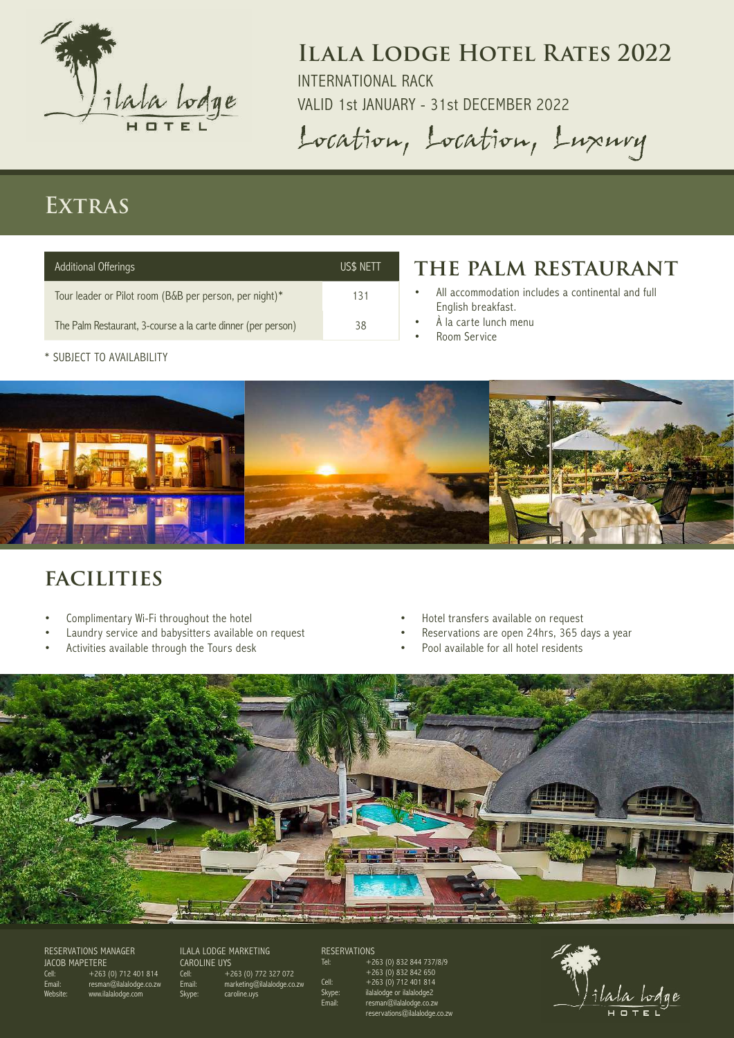# ILALA LODGE HOTEL RATES 2022

INTERNATIONAL RACK

VALID 1st JANUARY - 31st DECEMBER 2022

*Location, Location, Luxury*

## EXTRAS

| Additional Offerings | US$ NETT |
|---|---|
| Tour leader or Pilot room (B&B per person, per night)* | 131 |
| The Palm Restaurant, 3-course a la carte dinner (per person) | 38 |

* SUBJECT TO AVAILABILITY

## THE PALM RESTAURANT

- All accommodation includes a continental and full English breakfast.
- À la carte lunch menu
- Room Service

## FACILITIES

- Complimentary Wi-Fi throughout the hotel
- Laundry service and babysitters available on request
- Activities available through the Tours desk
- Hotel transfers available on request
- Reservations are open 24hrs, 365 days a year
- Pool available for all hotel residents

RESERVATIONS MANAGER
JACOB MAPETERE
Cell: +263 (0) 712 401 814
Email: resman@ilalalodge.co.zw
Website: www.ilalalodge.com

ILALA LODGE MARKETING
CAROLINE UYS
Cell: +263 (0) 772 327 072
Email: marketing@ilalalodge.co.zw
Skype: caroline.uys

RESERVATIONS
Tel: +263 (0) 832 844 737/8/9
+263 (0) 832 842 650
Cell: +263 (0) 712 401 814
Skype: ilalalodge or ilalalodge2
Email: resman@ilalalodge.co.zw
reservations@ilalalodge.co.zw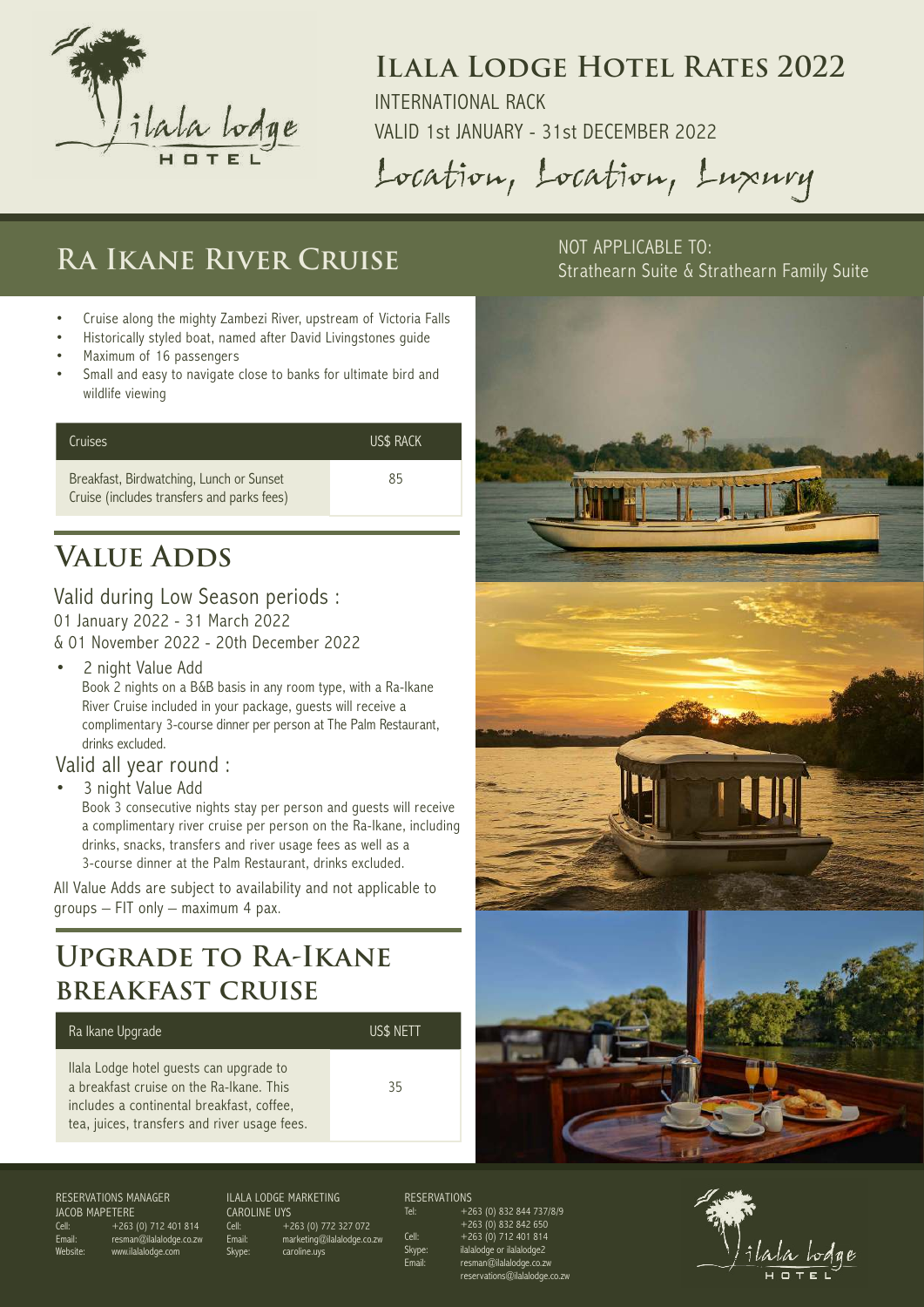# Ilala Lodge Hotel Rates 2022

INTERNATIONAL RACK

VALID 1st JANUARY - 31st DECEMBER 2022

*Location, Location, Luxury*

## Ra Ikane River Cruise

NOT APPLICABLE TO:
Strathearn Suite & Strathearn Family Suite

- Cruise along the mighty Zambezi River, upstream of Victoria Falls
- Historically styled boat, named after David Livingstones guide
- Maximum of 16 passengers
- Small and easy to navigate close to banks for ultimate bird and wildlife viewing

| Cruises | US$ RACK |
|---|---|
| Breakfast, Birdwatching, Lunch or Sunset Cruise (includes transfers and parks fees) | 85 |

## Value Adds

### Valid during Low Season periods :

01 January 2022 - 31 March 2022

& 01 November 2022 - 20th December 2022

- 2 night Value Add
  Book 2 nights on a B&B basis in any room type, with a Ra-Ikane River Cruise included in your package, guests will receive a complimentary 3-course dinner per person at The Palm Restaurant, drinks excluded.

### Valid all year round :

- 3 night Value Add
  Book 3 consecutive nights stay per person and guests will receive a complimentary river cruise per person on the Ra-Ikane, including drinks, snacks, transfers and river usage fees as well as a 3-course dinner at the Palm Restaurant, drinks excluded.

All Value Adds are subject to availability and not applicable to groups – FIT only – maximum 4 pax.

## Upgrade to Ra-Ikane Breakfast Cruise

| Ra Ikane Upgrade | US$ NETT |
|---|---|
| Ilala Lodge hotel guests can upgrade to a breakfast cruise on the Ra-Ikane. This includes a continental breakfast, coffee, tea, juices, transfers and river usage fees. | 35 |

RESERVATIONS MANAGER
JACOB MAPETERE
Cell: +263 (0) 712 401 814
Email: resman@ilalalodge.co.zw
Website: www.ilalalodge.com

ILALA LODGE MARKETING
CAROLINE UYS
Cell: +263 (0) 772 327 072
Email: marketing@ilalalodge.co.zw
Skype: caroline.uys

RESERVATIONS
Tel: +263 (0) 832 844 737/8/9
+263 (0) 832 842 650
Cell: +263 (0) 712 401 814
Skype: ilalalodge or ilalalodge2
Email: resman@ilalalodge.co.zw
reservations@ilalalodge.co.zw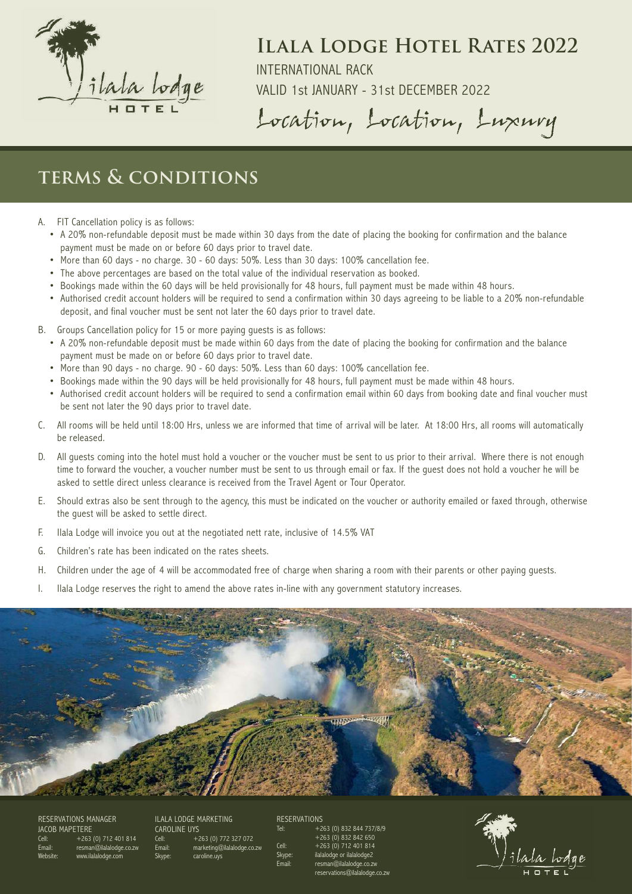# Ilala Lodge Hotel Rates 2022

INTERNATIONAL RACK

VALID 1st JANUARY - 31st DECEMBER 2022

*Location, Location, Luxury*

## TERMS & CONDITIONS

A. FIT Cancellation policy is as follows:
   - A 20% non-refundable deposit must be made within 30 days from the date of placing the booking for confirmation and the balance payment must be made on or before 60 days prior to travel date.
   - More than 60 days - no charge. 30 - 60 days: 50%. Less than 30 days: 100% cancellation fee.
   - The above percentages are based on the total value of the individual reservation as booked.
   - Bookings made within the 60 days will be held provisionally for 48 hours, full payment must be made within 48 hours.
   - Authorised credit account holders will be required to send a confirmation within 30 days agreeing to be liable to a 20% non-refundable deposit, and final voucher must be sent not later the 60 days prior to travel date.

B. Groups Cancellation policy for 15 or more paying guests is as follows:
   - A 20% non-refundable deposit must be made within 60 days from the date of placing the booking for confirmation and the balance payment must be made on or before 60 days prior to travel date.
   - More than 90 days - no charge. 90 - 60 days: 50%. Less than 60 days: 100% cancellation fee.
   - Bookings made within the 90 days will be held provisionally for 48 hours, full payment must be made within 48 hours.
   - Authorised credit account holders will be required to send a confirmation email within 60 days from booking date and final voucher must be sent not later the 90 days prior to travel date.

C. All rooms will be held until 18:00 Hrs, unless we are informed that time of arrival will be later. At 18:00 Hrs, all rooms will automatically be released.

D. All guests coming into the hotel must hold a voucher or the voucher must be sent to us prior to their arrival. Where there is not enough time to forward the voucher, a voucher number must be sent to us through email or fax. If the guest does not hold a voucher he will be asked to settle direct unless clearance is received from the Travel Agent or Tour Operator.

E. Should extras also be sent through to the agency, this must be indicated on the voucher or authority emailed or faxed through, otherwise the guest will be asked to settle direct.

F. Ilala Lodge will invoice you out at the negotiated nett rate, inclusive of 14.5% VAT

G. Children's rate has been indicated on the rates sheets.

H. Children under the age of 4 will be accommodated free of charge when sharing a room with their parents or other paying guests.

I. Ilala Lodge reserves the right to amend the above rates in-line with any government statutory increases.

RESERVATIONS MANAGER
JACOB MAPETERE
Cell: +263 (0) 712 401 814
Email: resman@ilalalodge.co.zw
Website: www.ilalalodge.com

ILALA LODGE MARKETING
CAROLINE UYS
Cell: +263 (0) 772 327 072
Email: marketing@ilalalodge.co.zw
Skype: caroline.uys

RESERVATIONS
Tel: +263 (0) 832 844 737/8/9
+263 (0) 832 842 650
Cell: +263 (0) 712 401 814
Skype: ilalalodge or ilalalodge2
Email: resman@ilalalodge.co.zw
reservations@ilalalodge.co.zw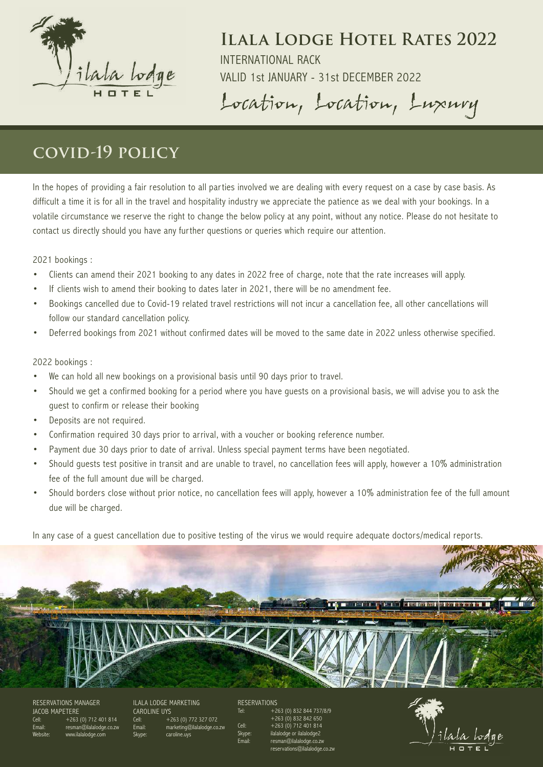# Ilala Lodge Hotel Rates 2022

INTERNATIONAL RACK

VALID 1st JANUARY - 31st DECEMBER 2022

Location, Location, Luxury

## COVID-19 POLICY

In the hopes of providing a fair resolution to all parties involved we are dealing with every request on a case by case basis. As difficult a time it is for all in the travel and hospitality industry we appreciate the patience as we deal with your bookings. In a volatile circumstance we reserve the right to change the below policy at any point, without any notice. Please do not hesitate to contact us directly should you have any further questions or queries which require our attention.

2021 bookings :

- Clients can amend their 2021 booking to any dates in 2022 free of charge, note that the rate increases will apply.
- If clients wish to amend their booking to dates later in 2021, there will be no amendment fee.
- Bookings cancelled due to Covid-19 related travel restrictions will not incur a cancellation fee, all other cancellations will follow our standard cancellation policy.
- Deferred bookings from 2021 without confirmed dates will be moved to the same date in 2022 unless otherwise specified.

2022 bookings :

- We can hold all new bookings on a provisional basis until 90 days prior to travel.
- Should we get a confirmed booking for a period where you have guests on a provisional basis, we will advise you to ask the guest to confirm or release their booking
- Deposits are not required.
- Confirmation required 30 days prior to arrival, with a voucher or booking reference number.
- Payment due 30 days prior to date of arrival. Unless special payment terms have been negotiated.
- Should guests test positive in transit and are unable to travel, no cancellation fees will apply, however a 10% administration fee of the full amount due will be charged.
- Should borders close without prior notice, no cancellation fees will apply, however a 10% administration fee of the full amount due will be charged.

In any case of a guest cancellation due to positive testing of the virus we would require adequate doctors/medical reports.

RESERVATIONS MANAGER
JACOB MAPETERE
Cell: +263 (0) 712 401 814
Email: resman@ilalalodge.co.zw
Website: www.ilalalodge.com

ILALA LODGE MARKETING
CAROLINE UYS
Cell: +263 (0) 772 327 072
Email: marketing@ilalalodge.co.zw
Skype: caroline.uys

RESERVATIONS
Tel: +263 (0) 832 844 737/8/9
+263 (0) 832 842 650
Cell: +263 (0) 712 401 814
Skype: ilalalodge or ilalalodge2
Email: resman@ilalalodge.co.zw
reservations@ilalalodge.co.zw